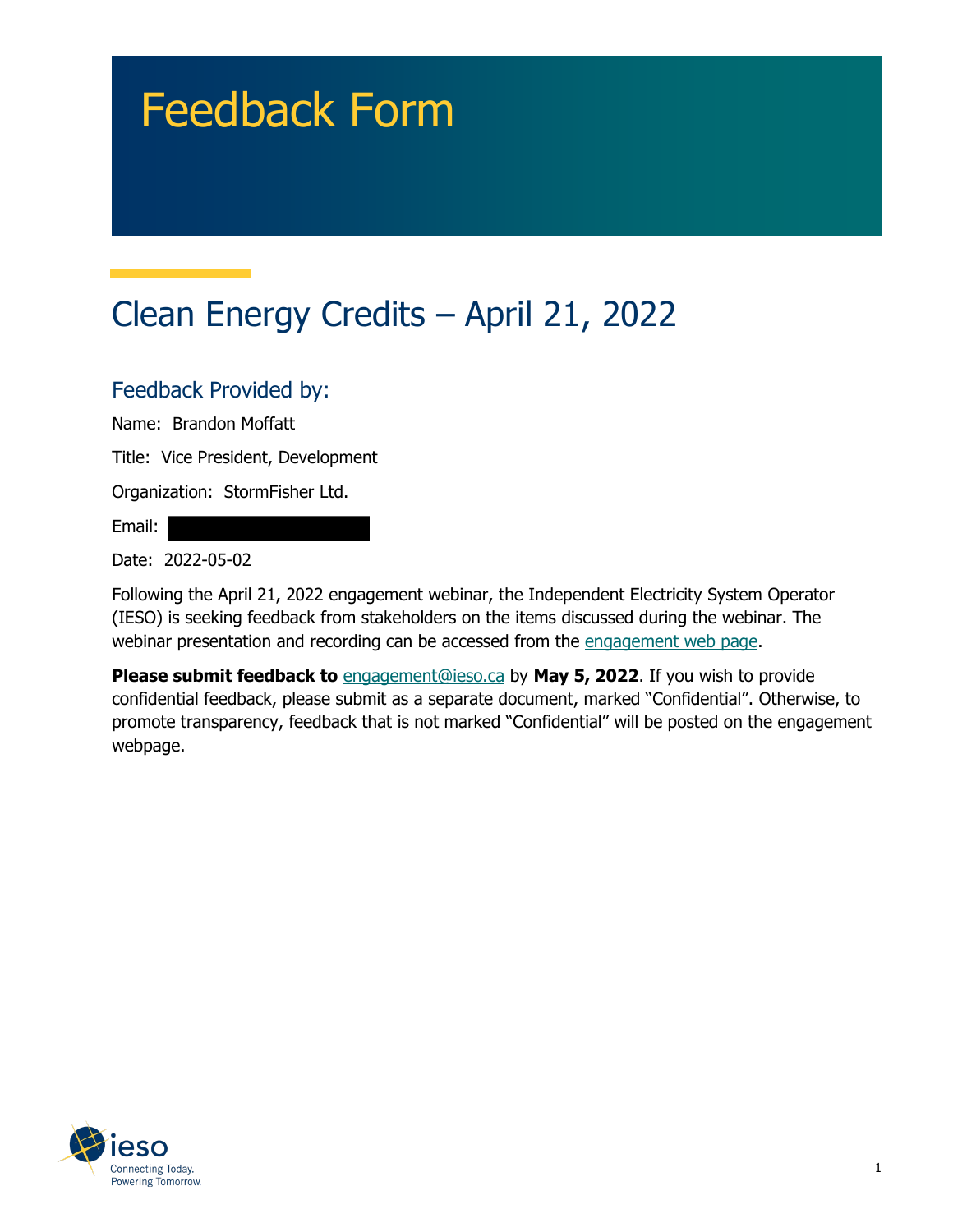# Feedback Form

## Clean Energy Credits – April 21, 2022

### Feedback Provided by:

Name: Brandon Moffatt

Title: Vice President, Development

Organization: StormFisher Ltd.

Email:

Date: 2022-05-02

Following the April 21, 2022 engagement webinar, the Independent Electricity System Operator (IESO) is seeking feedback from stakeholders on the items discussed during the webinar. The webinar presentation and recording can be accessed from the engagement web page.

**Please submit feedback to** engagement@ieso.ca by **May 5, 2022**. If you wish to provide confidential feedback, please submit as a separate document, marked "Confidential". Otherwise, to promote transparency, feedback that is not marked "Confidential" will be posted on the engagement webpage.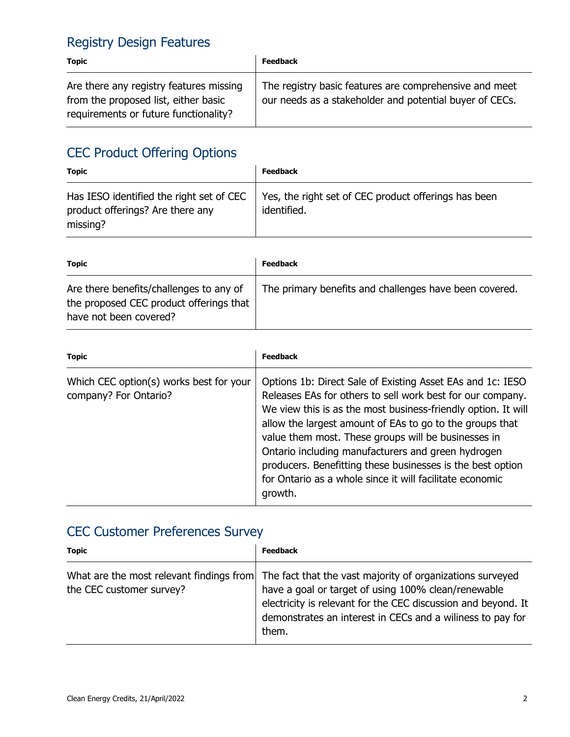## Registry Design Features

| Topic | Feedback |
|---|---|
| Are there any registry features missing from the proposed list, either basic requirements or future functionality? | The registry basic features are comprehensive and meet our needs as a stakeholder and potential buyer of CECs. |

## CEC Product Offering Options

| Topic | Feedback |
|---|---|
| Has IESO identified the right set of CEC product offerings? Are there any missing? | Yes, the right set of CEC product offerings has been identified. |

| Topic | Feedback |
|---|---|
| Are there benefits/challenges to any of the proposed CEC product offerings that have not been covered? | The primary benefits and challenges have been covered. |

| Topic | Feedback |
|---|---|
| Which CEC option(s) works best for your company? For Ontario? | Options 1b: Direct Sale of Existing Asset EAs and 1c: IESO Releases EAs for others to sell work best for our company. We view this is as the most business-friendly option. It will allow the largest amount of EAs to go to the groups that value them most. These groups will be businesses in Ontario including manufacturers and green hydrogen producers. Benefitting these businesses is the best option for Ontario as a whole since it will facilitate economic growth. |

## CEC Customer Preferences Survey

| Topic | Feedback |
|---|---|
| What are the most relevant findings from the CEC customer survey? | The fact that the vast majority of organizations surveyed have a goal or target of using 100% clean/renewable electricity is relevant for the CEC discussion and beyond. It demonstrates an interest in CECs and a wiliness to pay for them. |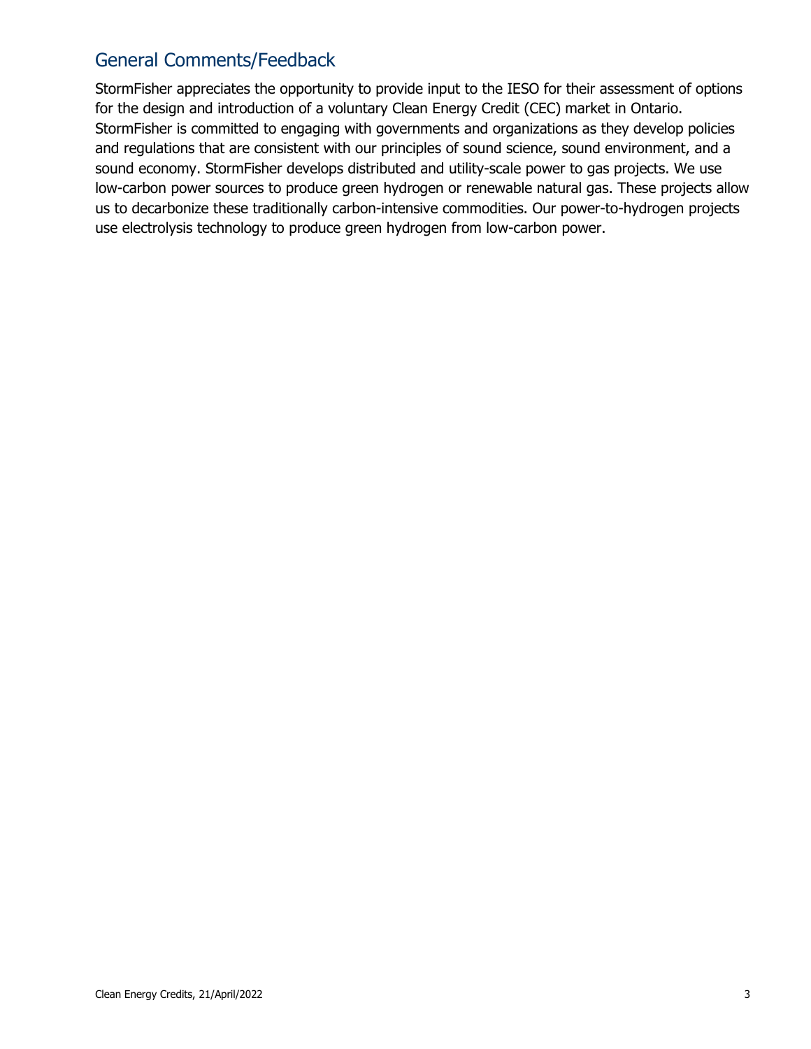## General Comments/Feedback

StormFisher appreciates the opportunity to provide input to the IESO for their assessment of options for the design and introduction of a voluntary Clean Energy Credit (CEC) market in Ontario. StormFisher is committed to engaging with governments and organizations as they develop policies and regulations that are consistent with our principles of sound science, sound environment, and a sound economy. StormFisher develops distributed and utility-scale power to gas projects. We use low-carbon power sources to produce green hydrogen or renewable natural gas. These projects allow us to decarbonize these traditionally carbon-intensive commodities. Our power-to-hydrogen projects use electrolysis technology to produce green hydrogen from low-carbon power.